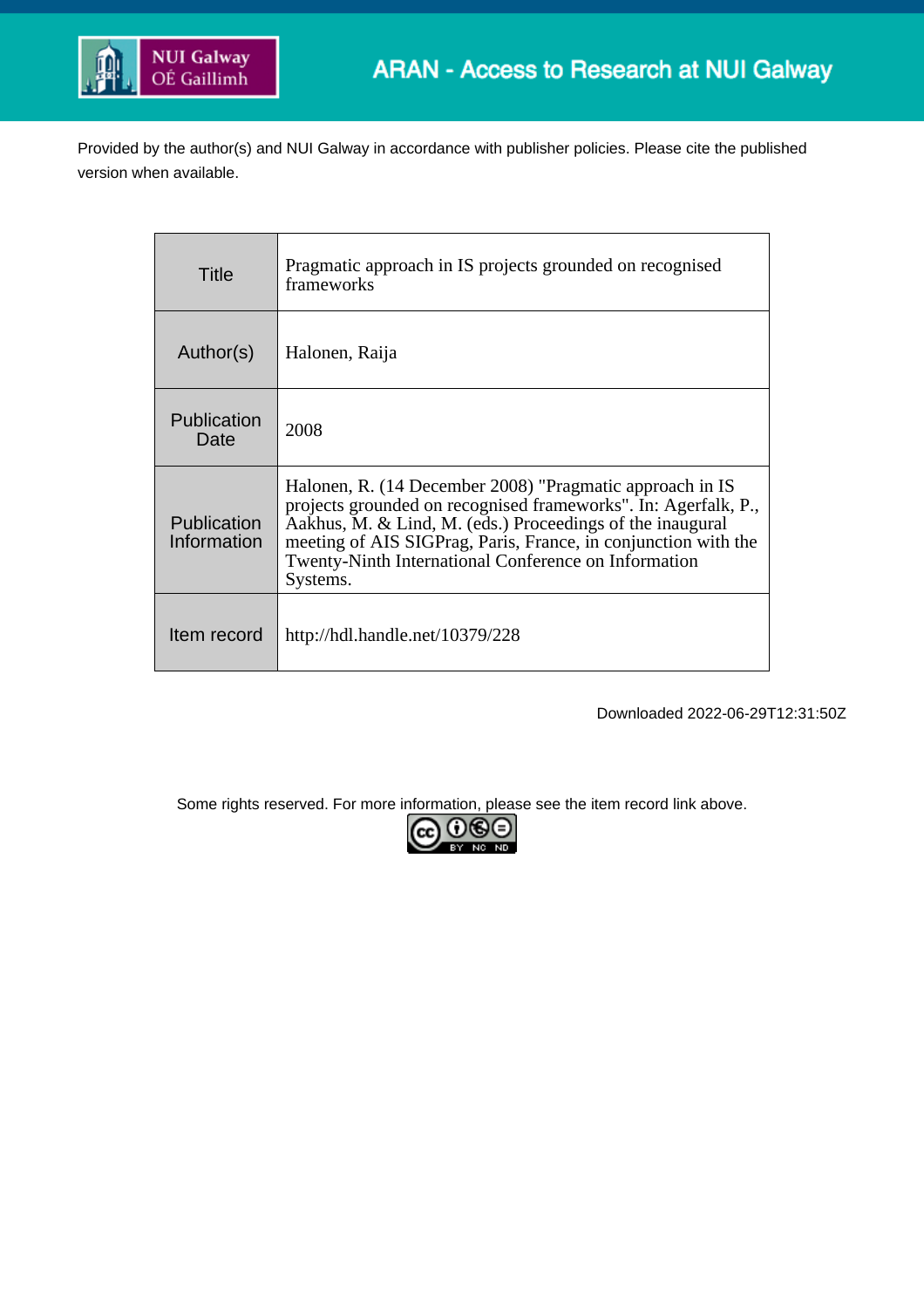ARAN - Access to Research at NUI Galway

Provided by the author(s) and NUI Galway in accordance with publisher policies. Please cite the published version when available.

| | |
|---|---|
| Title | Pragmatic approach in IS projects grounded on recognised frameworks |
| Author(s) | Halonen, Raija |
| Publication Date | 2008 |
| Publication Information | Halonen, R. (14 December 2008) "Pragmatic approach in IS projects grounded on recognised frameworks". In: Agerfalk, P., Aakhus, M. & Lind, M. (eds.) Proceedings of the inaugural meeting of AIS SIGPrag, Paris, France, in conjunction with the Twenty-Ninth International Conference on Information Systems. |
| Item record | http://hdl.handle.net/10379/228 |

Downloaded 2022-06-29T12:31:50Z

Some rights reserved. For more information, please see the item record link above.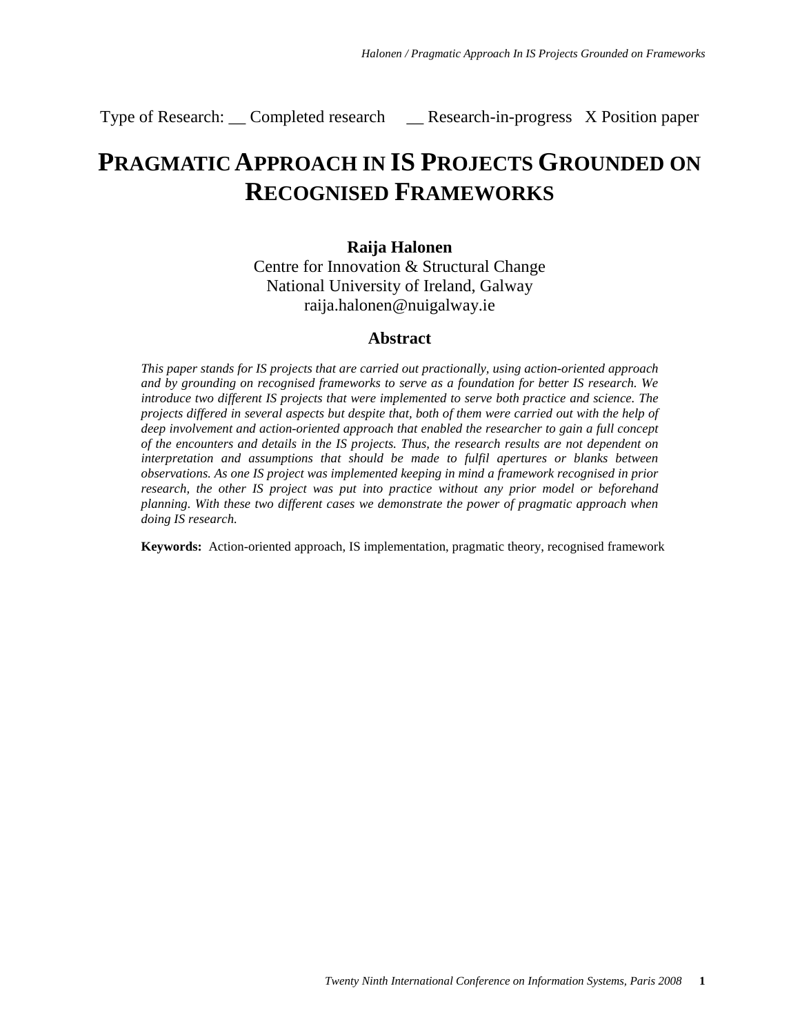Type of Research: __ Completed research __ Research-in-progress X Position paper

# Pragmatic Approach in IS Projects Grounded on Recognised Frameworks

**Raija Halonen**
Centre for Innovation & Structural Change
National University of Ireland, Galway
raija.halonen@nuigalway.ie

## Abstract

*This paper stands for IS projects that are carried out practionally, using action-oriented approach and by grounding on recognised frameworks to serve as a foundation for better IS research. We introduce two different IS projects that were implemented to serve both practice and science. The projects differed in several aspects but despite that, both of them were carried out with the help of deep involvement and action-oriented approach that enabled the researcher to gain a full concept of the encounters and details in the IS projects. Thus, the research results are not dependent on interpretation and assumptions that should be made to fulfil apertures or blanks between observations. As one IS project was implemented keeping in mind a framework recognised in prior research, the other IS project was put into practice without any prior model or beforehand planning. With these two different cases we demonstrate the power of pragmatic approach when doing IS research.*

**Keywords:** Action-oriented approach, IS implementation, pragmatic theory, recognised framework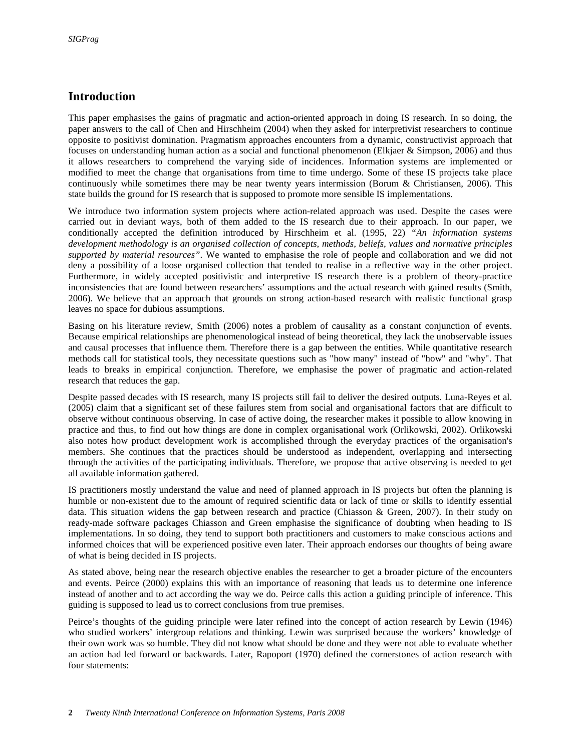## Introduction

This paper emphasises the gains of pragmatic and action-oriented approach in doing IS research. In so doing, the paper answers to the call of Chen and Hirschheim (2004) when they asked for interpretivist researchers to continue opposite to positivist domination. Pragmatism approaches encounters from a dynamic, constructivist approach that focuses on understanding human action as a social and functional phenomenon (Elkjaer & Simpson, 2006) and thus it allows researchers to comprehend the varying side of incidences. Information systems are implemented or modified to meet the change that organisations from time to time undergo. Some of these IS projects take place continuously while sometimes there may be near twenty years intermission (Borum & Christiansen, 2006). This state builds the ground for IS research that is supposed to promote more sensible IS implementations.

We introduce two information system projects where action-related approach was used. Despite the cases were carried out in deviant ways, both of them added to the IS research due to their approach. In our paper, we conditionally accepted the definition introduced by Hirschheim et al. (1995, 22) *"An information systems development methodology is an organised collection of concepts, methods, beliefs, values and normative principles supported by material resources"*. We wanted to emphasise the role of people and collaboration and we did not deny a possibility of a loose organised collection that tended to realise in a reflective way in the other project. Furthermore, in widely accepted positivistic and interpretive IS research there is a problem of theory-practice inconsistencies that are found between researchers' assumptions and the actual research with gained results (Smith, 2006). We believe that an approach that grounds on strong action-based research with realistic functional grasp leaves no space for dubious assumptions.

Basing on his literature review, Smith (2006) notes a problem of causality as a constant conjunction of events. Because empirical relationships are phenomenological instead of being theoretical, they lack the unobservable issues and causal processes that influence them. Therefore there is a gap between the entities. While quantitative research methods call for statistical tools, they necessitate questions such as "how many" instead of "how" and "why". That leads to breaks in empirical conjunction. Therefore, we emphasise the power of pragmatic and action-related research that reduces the gap.

Despite passed decades with IS research, many IS projects still fail to deliver the desired outputs. Luna-Reyes et al. (2005) claim that a significant set of these failures stem from social and organisational factors that are difficult to observe without continuous observing. In case of active doing, the researcher makes it possible to allow knowing in practice and thus, to find out how things are done in complex organisational work (Orlikowski, 2002). Orlikowski also notes how product development work is accomplished through the everyday practices of the organisation's members. She continues that the practices should be understood as independent, overlapping and intersecting through the activities of the participating individuals. Therefore, we propose that active observing is needed to get all available information gathered.

IS practitioners mostly understand the value and need of planned approach in IS projects but often the planning is humble or non-existent due to the amount of required scientific data or lack of time or skills to identify essential data. This situation widens the gap between research and practice (Chiasson & Green, 2007). In their study on ready-made software packages Chiasson and Green emphasise the significance of doubting when heading to IS implementations. In so doing, they tend to support both practitioners and customers to make conscious actions and informed choices that will be experienced positive even later. Their approach endorses our thoughts of being aware of what is being decided in IS projects.

As stated above, being near the research objective enables the researcher to get a broader picture of the encounters and events. Peirce (2000) explains this with an importance of reasoning that leads us to determine one inference instead of another and to act according the way we do. Peirce calls this action a guiding principle of inference. This guiding is supposed to lead us to correct conclusions from true premises.

Peirce's thoughts of the guiding principle were later refined into the concept of action research by Lewin (1946) who studied workers' intergroup relations and thinking. Lewin was surprised because the workers' knowledge of their own work was so humble. They did not know what should be done and they were not able to evaluate whether an action had led forward or backwards. Later, Rapoport (1970) defined the cornerstones of action research with four statements: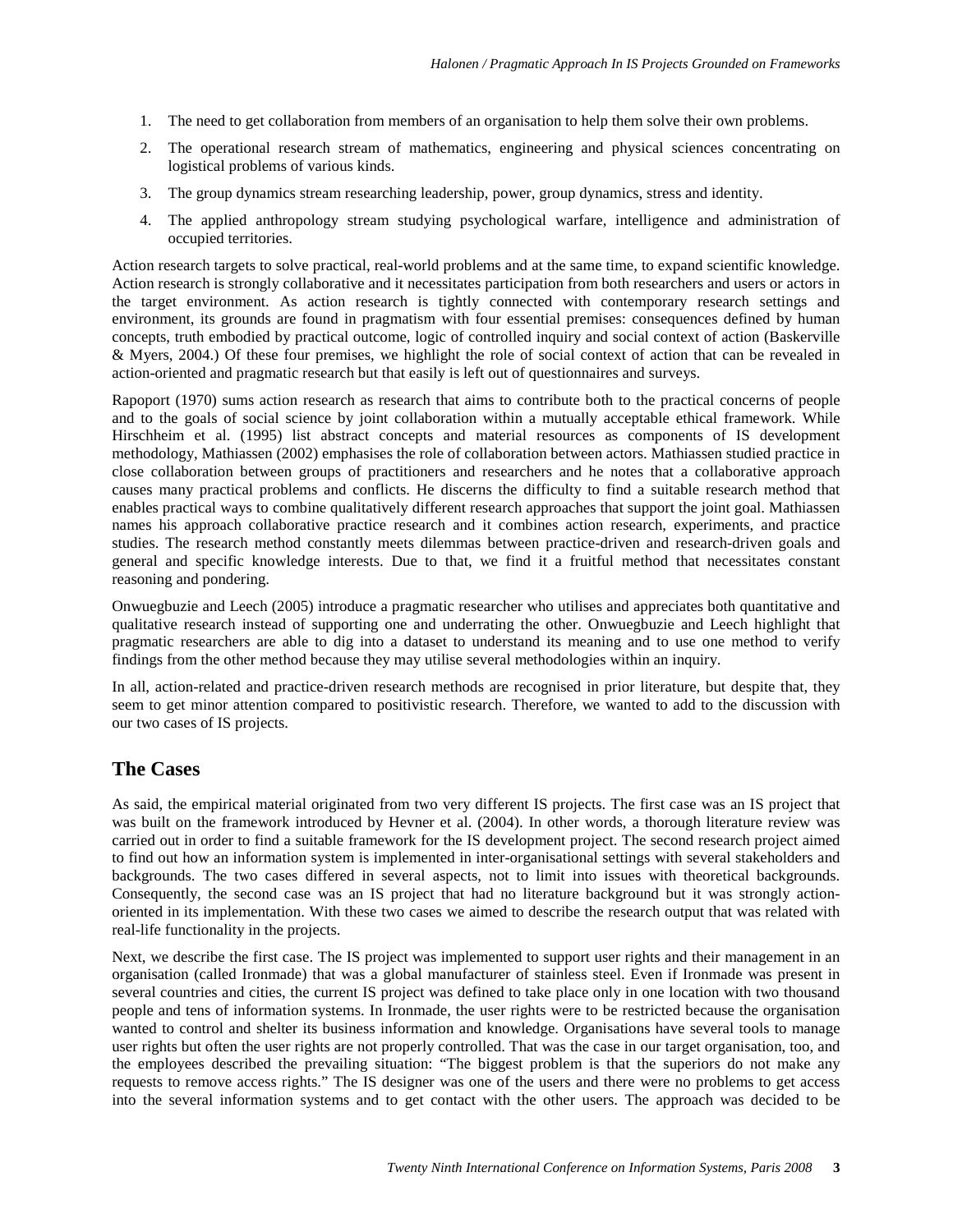1. The need to get collaboration from members of an organisation to help them solve their own problems.
2. The operational research stream of mathematics, engineering and physical sciences concentrating on logistical problems of various kinds.
3. The group dynamics stream researching leadership, power, group dynamics, stress and identity.
4. The applied anthropology stream studying psychological warfare, intelligence and administration of occupied territories.

Action research targets to solve practical, real-world problems and at the same time, to expand scientific knowledge. Action research is strongly collaborative and it necessitates participation from both researchers and users or actors in the target environment. As action research is tightly connected with contemporary research settings and environment, its grounds are found in pragmatism with four essential premises: consequences defined by human concepts, truth embodied by practical outcome, logic of controlled inquiry and social context of action (Baskerville & Myers, 2004.) Of these four premises, we highlight the role of social context of action that can be revealed in action-oriented and pragmatic research but that easily is left out of questionnaires and surveys.

Rapoport (1970) sums action research as research that aims to contribute both to the practical concerns of people and to the goals of social science by joint collaboration within a mutually acceptable ethical framework. While Hirschheim et al. (1995) list abstract concepts and material resources as components of IS development methodology, Mathiassen (2002) emphasises the role of collaboration between actors. Mathiassen studied practice in close collaboration between groups of practitioners and researchers and he notes that a collaborative approach causes many practical problems and conflicts. He discerns the difficulty to find a suitable research method that enables practical ways to combine qualitatively different research approaches that support the joint goal. Mathiassen names his approach collaborative practice research and it combines action research, experiments, and practice studies. The research method constantly meets dilemmas between practice-driven and research-driven goals and general and specific knowledge interests. Due to that, we find it a fruitful method that necessitates constant reasoning and pondering.

Onwuegbuzie and Leech (2005) introduce a pragmatic researcher who utilises and appreciates both quantitative and qualitative research instead of supporting one and underrating the other. Onwuegbuzie and Leech highlight that pragmatic researchers are able to dig into a dataset to understand its meaning and to use one method to verify findings from the other method because they may utilise several methodologies within an inquiry.

In all, action-related and practice-driven research methods are recognised in prior literature, but despite that, they seem to get minor attention compared to positivistic research. Therefore, we wanted to add to the discussion with our two cases of IS projects.

## The Cases

As said, the empirical material originated from two very different IS projects. The first case was an IS project that was built on the framework introduced by Hevner et al. (2004). In other words, a thorough literature review was carried out in order to find a suitable framework for the IS development project. The second research project aimed to find out how an information system is implemented in inter-organisational settings with several stakeholders and backgrounds. The two cases differed in several aspects, not to limit into issues with theoretical backgrounds. Consequently, the second case was an IS project that had no literature background but it was strongly action-oriented in its implementation. With these two cases we aimed to describe the research output that was related with real-life functionality in the projects.

Next, we describe the first case. The IS project was implemented to support user rights and their management in an organisation (called Ironmade) that was a global manufacturer of stainless steel. Even if Ironmade was present in several countries and cities, the current IS project was defined to take place only in one location with two thousand people and tens of information systems. In Ironmade, the user rights were to be restricted because the organisation wanted to control and shelter its business information and knowledge. Organisations have several tools to manage user rights but often the user rights are not properly controlled. That was the case in our target organisation, too, and the employees described the prevailing situation: "The biggest problem is that the superiors do not make any requests to remove access rights." The IS designer was one of the users and there were no problems to get access into the several information systems and to get contact with the other users. The approach was decided to be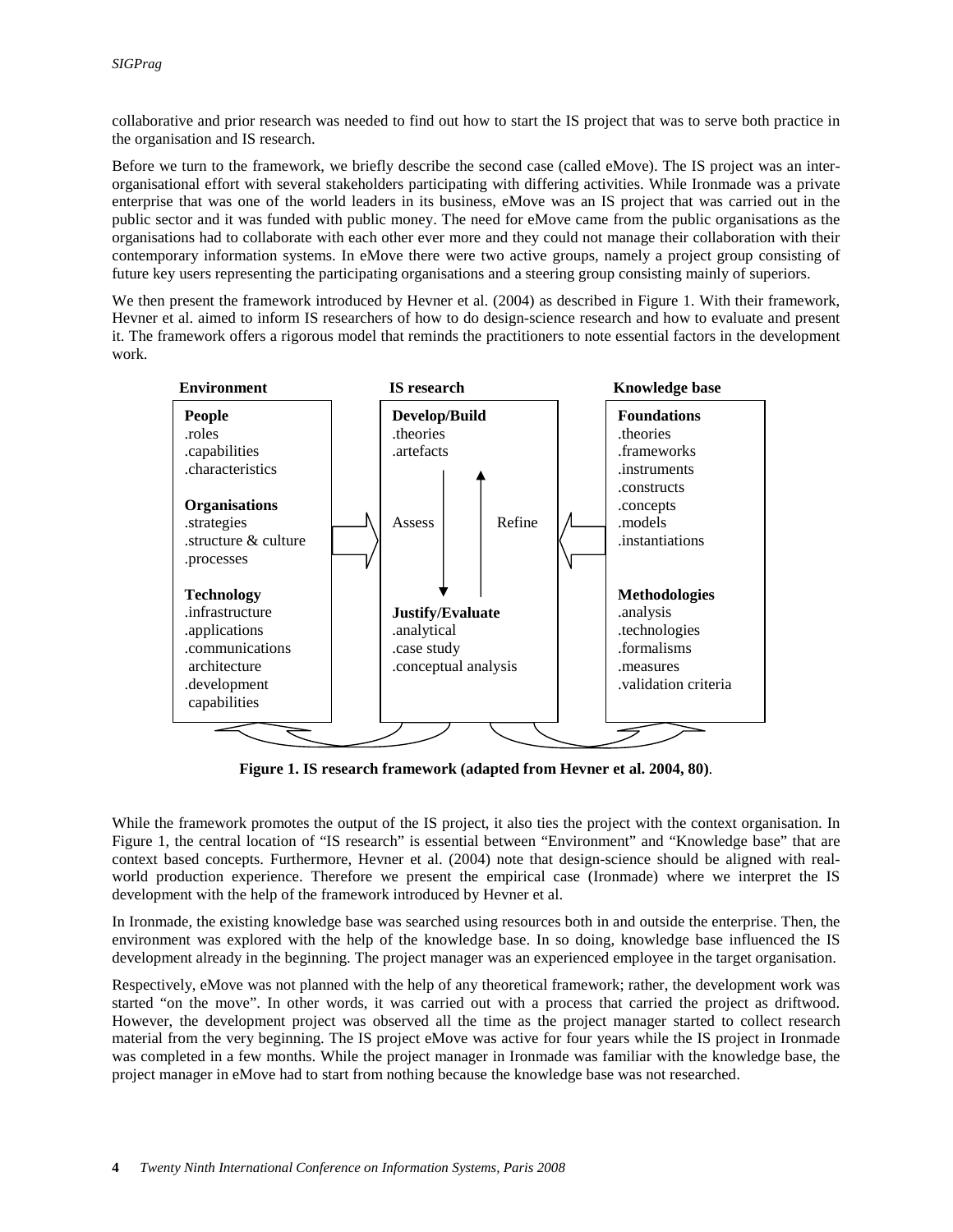collaborative and prior research was needed to find out how to start the IS project that was to serve both practice in the organisation and IS research.

Before we turn to the framework, we briefly describe the second case (called eMove). The IS project was an inter-organisational effort with several stakeholders participating with differing activities. While Ironmade was a private enterprise that was one of the world leaders in its business, eMove was an IS project that was carried out in the public sector and it was funded with public money. The need for eMove came from the public organisations as the organisations had to collaborate with each other ever more and they could not manage their collaboration with their contemporary information systems. In eMove there were two active groups, namely a project group consisting of future key users representing the participating organisations and a steering group consisting mainly of superiors.

We then present the framework introduced by Hevner et al. (2004) as described in Figure 1. With their framework, Hevner et al. aimed to inform IS researchers of how to do design-science research and how to evaluate and present it. The framework offers a rigorous model that reminds the practitioners to note essential factors in the development work.

| Environment | IS research | Knowledge base |
|---|---|---|
| **People**<br>.roles<br>.capabilities<br>.characteristics<br><br>**Organisations**<br>.strategies<br>.structure & culture<br>.processes<br><br>**Technology**<br>.infrastructure<br>.applications<br>.communications architecture<br>.development capabilities | **Develop/Build**<br>.theories<br>.artefacts<br><br>Assess ↓ ↑ Refine<br><br>**Justify/Evaluate**<br>.analytical<br>.case study<br>.conceptual analysis | **Foundations**<br>.theories<br>.frameworks<br>.instruments<br>.constructs<br>.concepts<br>.models<br>.instantiations<br><br>**Methodologies**<br>.analysis<br>.technologies<br>.formalisms<br>.measures<br>.validation criteria |

**Figure 1. IS research framework (adapted from Hevner et al. 2004, 80)**.

While the framework promotes the output of the IS project, it also ties the project with the context organisation. In Figure 1, the central location of "IS research" is essential between "Environment" and "Knowledge base" that are context based concepts. Furthermore, Hevner et al. (2004) note that design-science should be aligned with real-world production experience. Therefore we present the empirical case (Ironmade) where we interpret the IS development with the help of the framework introduced by Hevner et al.

In Ironmade, the existing knowledge base was searched using resources both in and outside the enterprise. Then, the environment was explored with the help of the knowledge base. In so doing, knowledge base influenced the IS development already in the beginning. The project manager was an experienced employee in the target organisation.

Respectively, eMove was not planned with the help of any theoretical framework; rather, the development work was started "on the move". In other words, it was carried out with a process that carried the project as driftwood. However, the development project was observed all the time as the project manager started to collect research material from the very beginning. The IS project eMove was active for four years while the IS project in Ironmade was completed in a few months. While the project manager in Ironmade was familiar with the knowledge base, the project manager in eMove had to start from nothing because the knowledge base was not researched.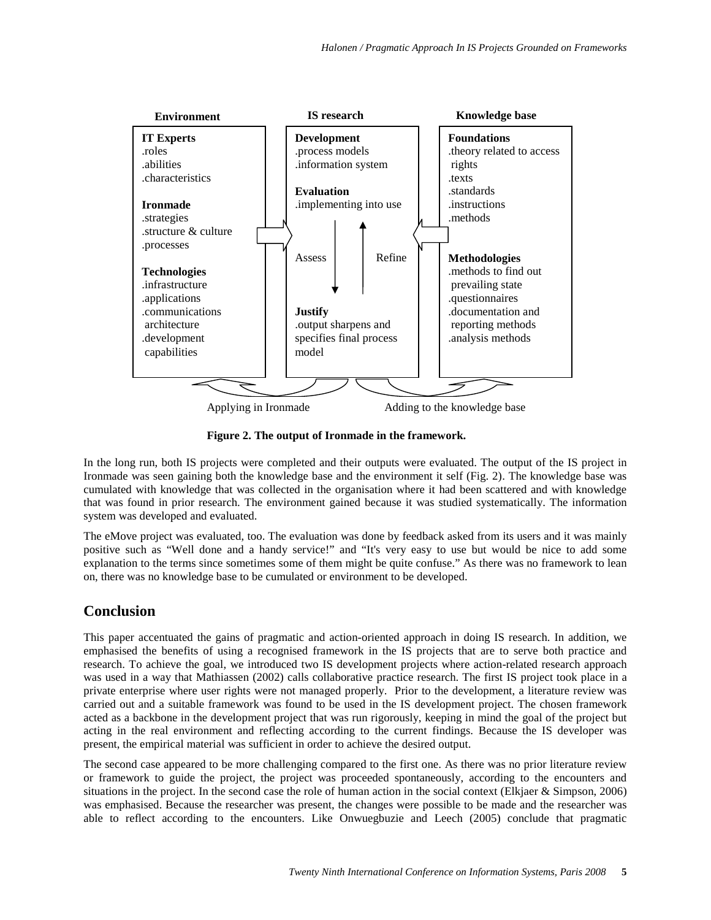| Environment | IS research | Knowledge base |
|---|---|---|
| **IT Experts**<br>.roles<br>.abilities<br>.characteristics<br><br>**Ironmade**<br>.strategies<br>.structure & culture<br>.processes<br><br>**Technologies**<br>.infrastructure<br>.applications<br>.communications architecture<br>.development capabilities | **Development**<br>.process models<br>.information system<br><br>**Evaluation**<br>.implementing into use<br><br>Assess ↓ ↑ Refine<br><br>**Justify**<br>.output sharpens and specifies final process model | **Foundations**<br>.theory related to access rights<br>.texts<br>.standards<br>.instructions<br>.methods<br><br>**Methodologies**<br>.methods to find out prevailing state<br>.questionnaires<br>.documentation and reporting methods<br>.analysis methods |

Applying in Ironmade — Adding to the knowledge base

**Figure 2. The output of Ironmade in the framework.**

In the long run, both IS projects were completed and their outputs were evaluated. The output of the IS project in Ironmade was seen gaining both the knowledge base and the environment it self (Fig. 2). The knowledge base was cumulated with knowledge that was collected in the organisation where it had been scattered and with knowledge that was found in prior research. The environment gained because it was studied systematically. The information system was developed and evaluated.

The eMove project was evaluated, too. The evaluation was done by feedback asked from its users and it was mainly positive such as "Well done and a handy service!" and "It's very easy to use but would be nice to add some explanation to the terms since sometimes some of them might be quite confuse." As there was no framework to lean on, there was no knowledge base to be cumulated or environment to be developed.

## Conclusion

This paper accentuated the gains of pragmatic and action-orientated approach in doing IS research. In addition, we emphasised the benefits of using a recognised framework in the IS projects that are to serve both practice and research. To achieve the goal, we introduced two IS development projects where action-related research approach was used in a way that Mathiassen (2002) calls collaborative practice research. The first IS project took place in a private enterprise where user rights were not managed properly. Prior to the development, a literature review was carried out and a suitable framework was found to be used in the IS development project. The chosen framework acted as a backbone in the development project that was run rigorously, keeping in mind the goal of the project but acting in the real environment and reflecting according to the current findings. Because the IS developer was present, the empirical material was sufficient in order to achieve the desired output.

The second case appeared to be more challenging compared to the first one. As there was no prior literature review or framework to guide the project, the project was proceeded spontaneously, according to the encounters and situations in the project. In the second case the role of human action in the social context (Elkjaer & Simpson, 2006) was emphasised. Because the researcher was present, the changes were possible to be made and the researcher was able to reflect according to the encounters. Like Onwuegbuzie and Leech (2005) conclude that pragmatic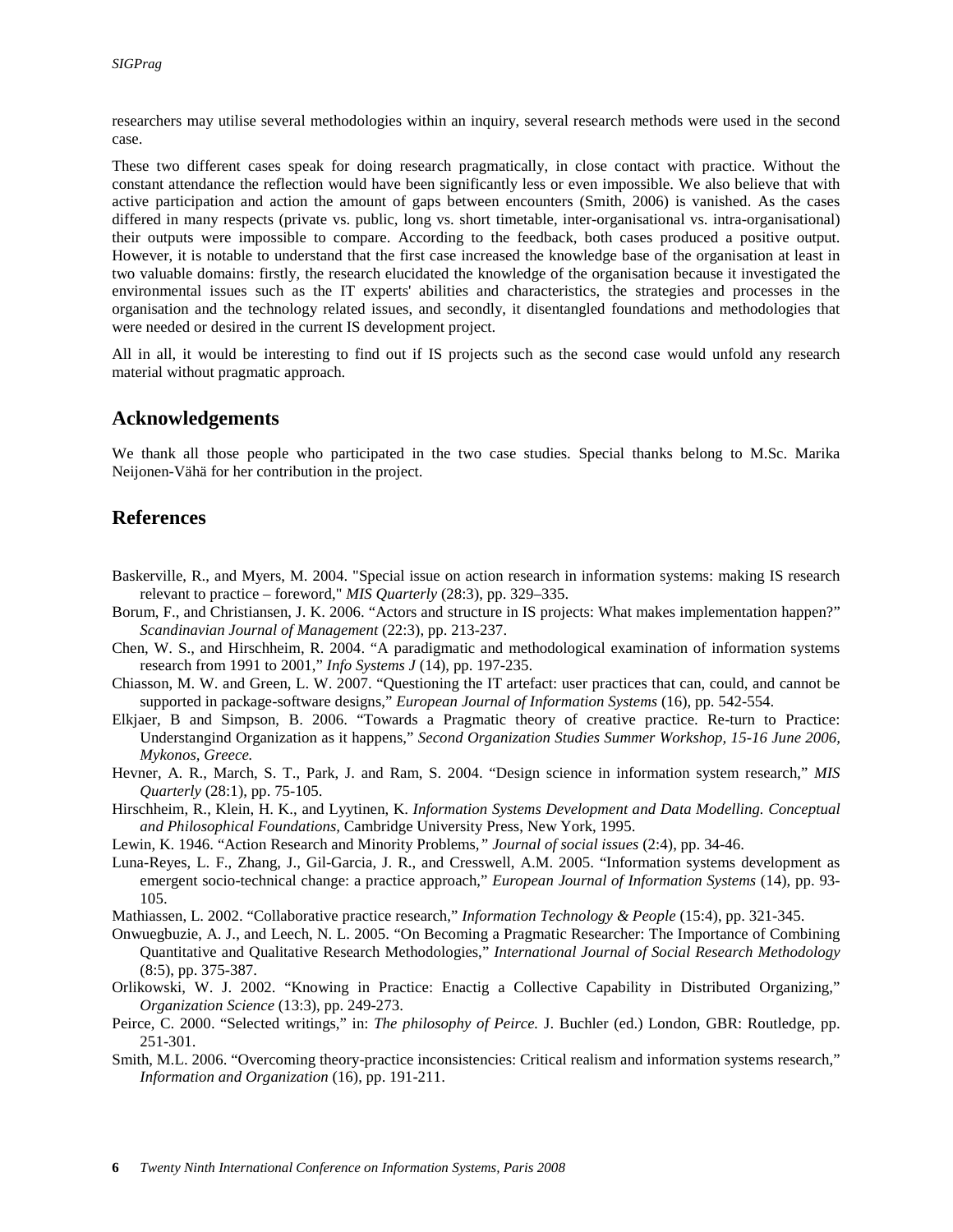researchers may utilise several methodologies within an inquiry, several research methods were used in the second case.

These two different cases speak for doing research pragmatically, in close contact with practice. Without the constant attendance the reflection would have been significantly less or even impossible. We also believe that with active participation and action the amount of gaps between encounters (Smith, 2006) is vanished. As the cases differed in many respects (private vs. public, long vs. short timetable, inter-organisational vs. intra-organisational) their outputs were impossible to compare. According to the feedback, both cases produced a positive output. However, it is notable to understand that the first case increased the knowledge base of the organisation at least in two valuable domains: firstly, the research elucidated the knowledge of the organisation because it investigated the environmental issues such as the IT experts' abilities and characteristics, the strategies and processes in the organisation and the technology related issues, and secondly, it disentangled foundations and methodologies that were needed or desired in the current IS development project.

All in all, it would be interesting to find out if IS projects such as the second case would unfold any research material without pragmatic approach.

## Acknowledgements

We thank all those people who participated in the two case studies. Special thanks belong to M.Sc. Marika Neijonen-Vähä for her contribution in the project.

## References

Baskerville, R., and Myers, M. 2004. "Special issue on action research in information systems: making IS research relevant to practice – foreword," *MIS Quarterly* (28:3), pp. 329–335.

Borum, F., and Christiansen, J. K. 2006. "Actors and structure in IS projects: What makes implementation happen?" *Scandinavian Journal of Management* (22:3), pp. 213-237.

Chen, W. S., and Hirschheim, R. 2004. "A paradigmatic and methodological examination of information systems research from 1991 to 2001," *Info Systems J* (14), pp. 197-235.

Chiasson, M. W. and Green, L. W. 2007. "Questioning the IT artefact: user practices that can, could, and cannot be supported in package-software designs," *European Journal of Information Systems* (16), pp. 542-554.

Elkjaer, B and Simpson, B. 2006. "Towards a Pragmatic theory of creative practice. Re-turn to Practice: Understangind Organization as it happens," *Second Organization Studies Summer Workshop, 15-16 June 2006, Mykonos, Greece.*

Hevner, A. R., March, S. T., Park, J. and Ram, S. 2004. "Design science in information system research," *MIS Quarterly* (28:1), pp. 75-105.

Hirschheim, R., Klein, H. K., and Lyytinen, K. *Information Systems Development and Data Modelling. Conceptual and Philosophical Foundations,* Cambridge University Press, New York, 1995.

Lewin, K. 1946. "Action Research and Minority Problems*," Journal of social issues* (2:4), pp. 34-46.

Luna-Reyes, L. F., Zhang, J., Gil-Garcia, J. R., and Cresswell, A.M. 2005. "Information systems development as emergent socio-technical change: a practice approach," *European Journal of Information Systems* (14), pp. 93-105.

Mathiassen, L. 2002. "Collaborative practice research," *Information Technology & People* (15:4), pp. 321-345.

Onwuegbuzie, A. J., and Leech, N. L. 2005. "On Becoming a Pragmatic Researcher: The Importance of Combining Quantitative and Qualitative Research Methodologies," *International Journal of Social Research Methodology* (8:5), pp. 375-387.

Orlikowski, W. J. 2002. "Knowing in Practice: Enactig a Collective Capability in Distributed Organizing," *Organization Science* (13:3), pp. 249-273.

Peirce, C. 2000. "Selected writings," in: *The philosophy of Peirce.* J. Buchler (ed.) London, GBR: Routledge, pp. 251-301.

Smith, M.L. 2006. "Overcoming theory-practice inconsistencies: Critical realism and information systems research," *Information and Organization* (16), pp. 191-211.